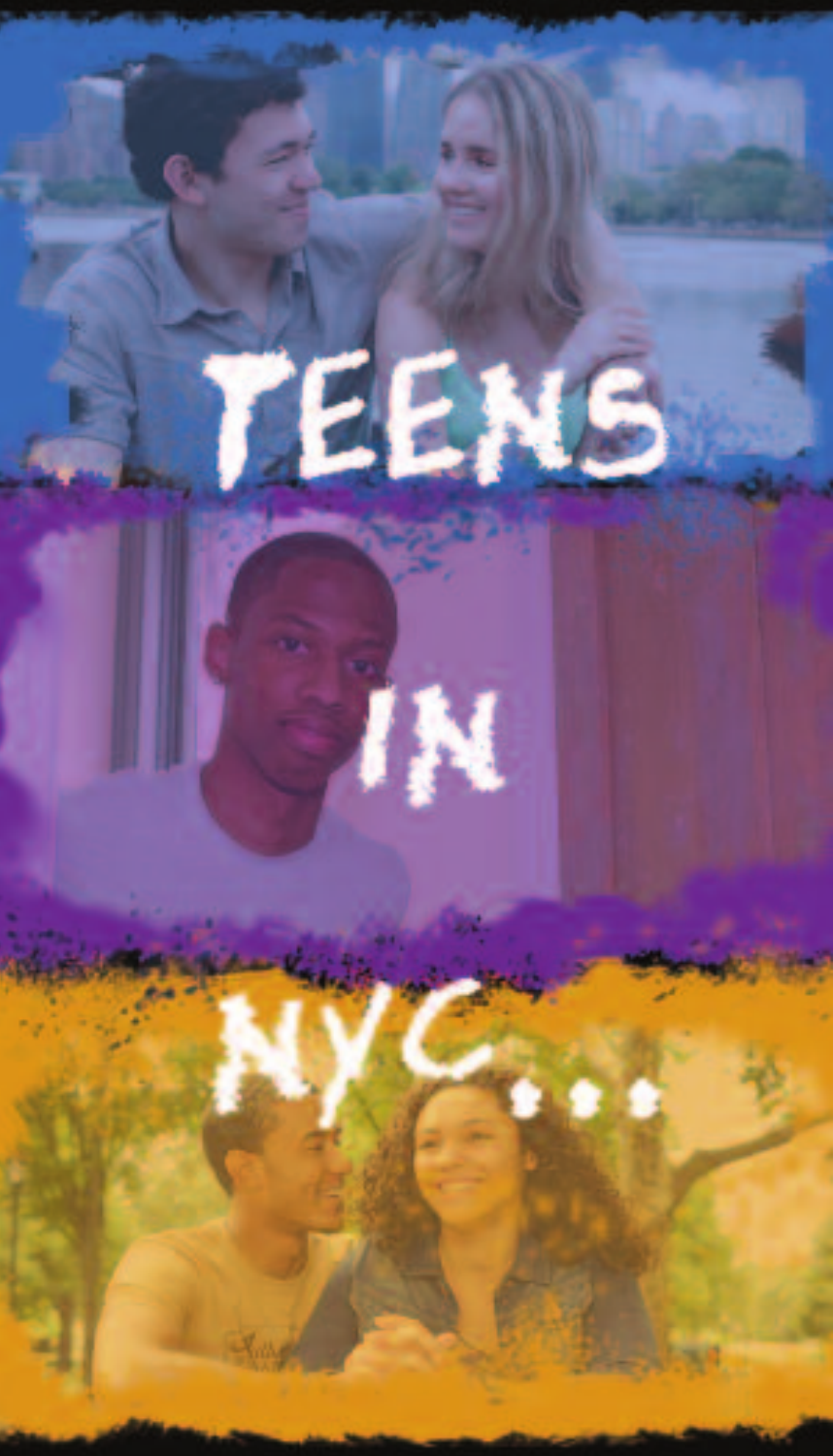# TEENS IN NYC...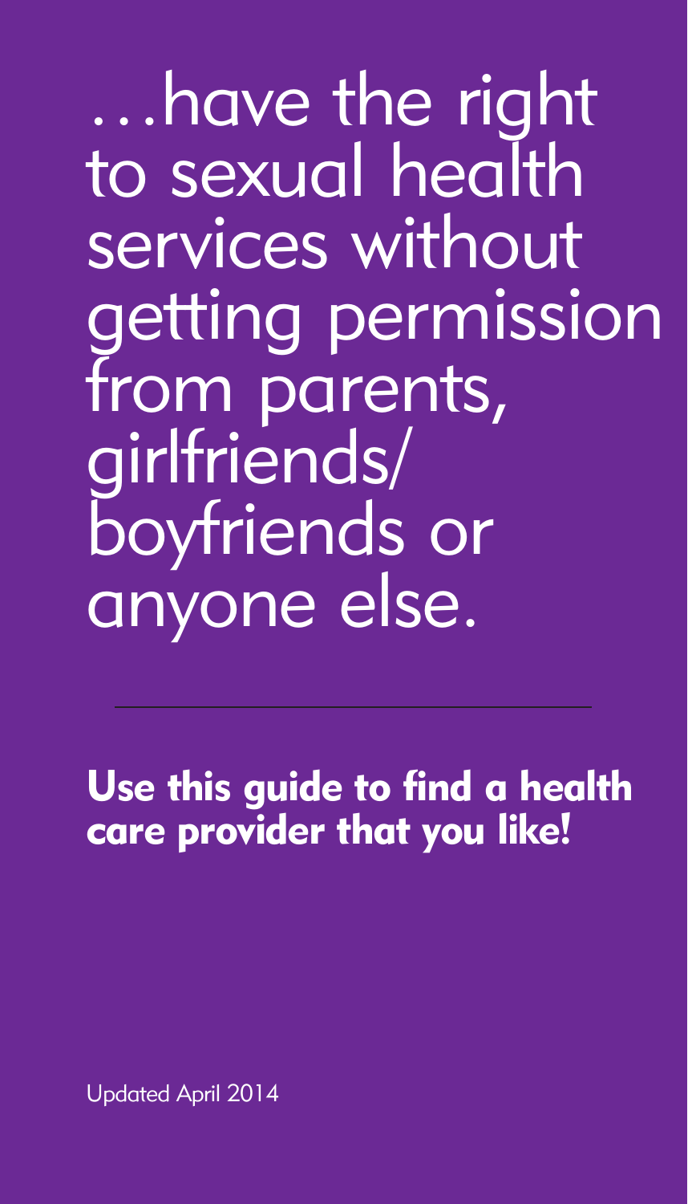# …have the right to sexual health services without getting permission from parents, girlfriends/ boyfriends or anyone else.

---

**Use this guide to find a health care provider that you like!**

Updated April 2014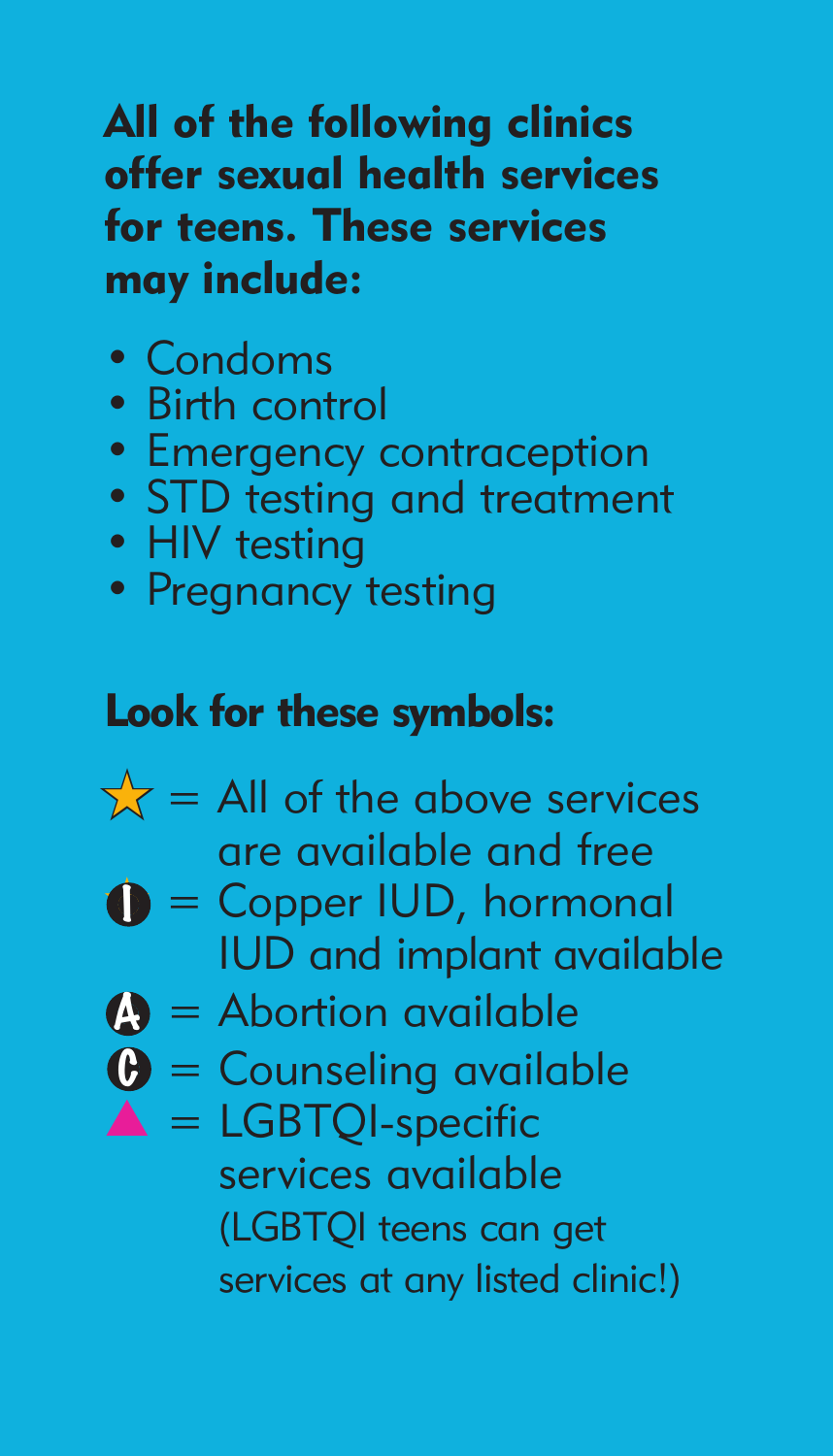**All of the following clinics offer sexual health services for teens. These services may include:**

- Condoms
- Birth control
- Emergency contraception
- STD testing and treatment
- HIV testing
- Pregnancy testing

**Look for these symbols:**

- ☆ = All of the above services are available and free
- I = Copper IUD, hormonal IUD and implant available
- A = Abortion available
- C = Counseling available
- ▲ = LGBTQI-specific services available (LGBTQI teens can get services at any listed clinic!)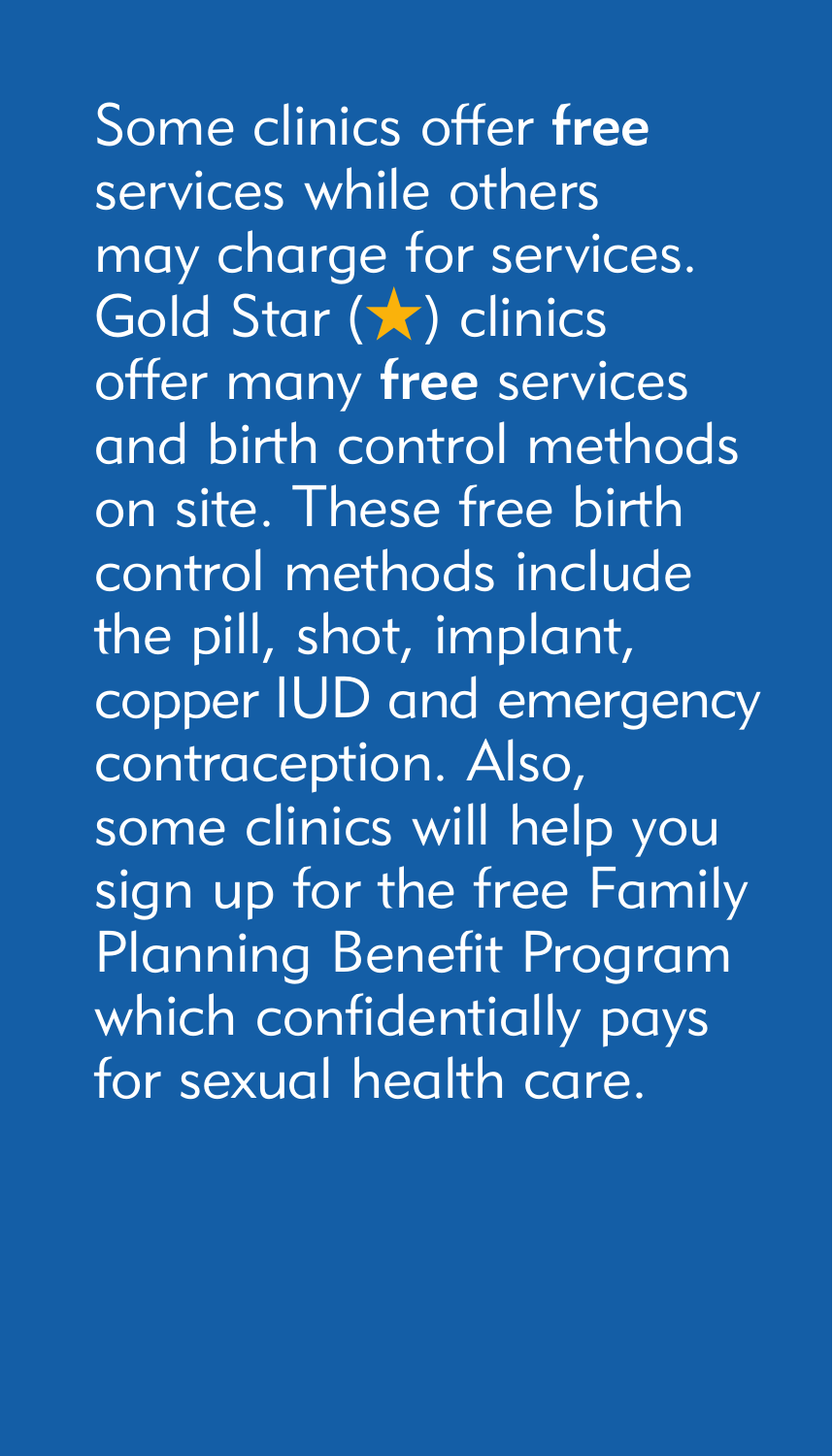Some clinics offer **free** services while others may charge for services. Gold Star (★) clinics offer many **free** services and birth control methods on site. These free birth control methods include the pill, shot, implant, copper IUD and emergency contraception. Also, some clinics will help you sign up for the free Family Planning Benefit Program which confidentially pays for sexual health care.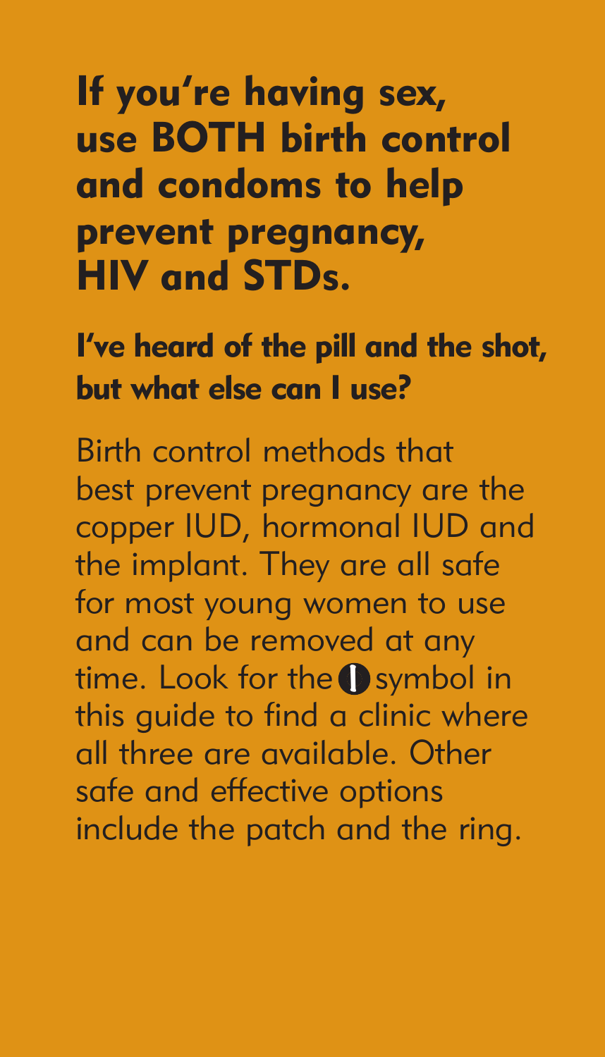# If you're having sex, use BOTH birth control and condoms to help prevent pregnancy, HIV and STDs.

## I've heard of the pill and the shot, but what else can I use?

Birth control methods that best prevent pregnancy are the copper IUD, hormonal IUD and the implant. They are all safe for most young women to use and can be removed at any time. Look for the symbol in this guide to find a clinic where all three are available. Other safe and effective options include the patch and the ring.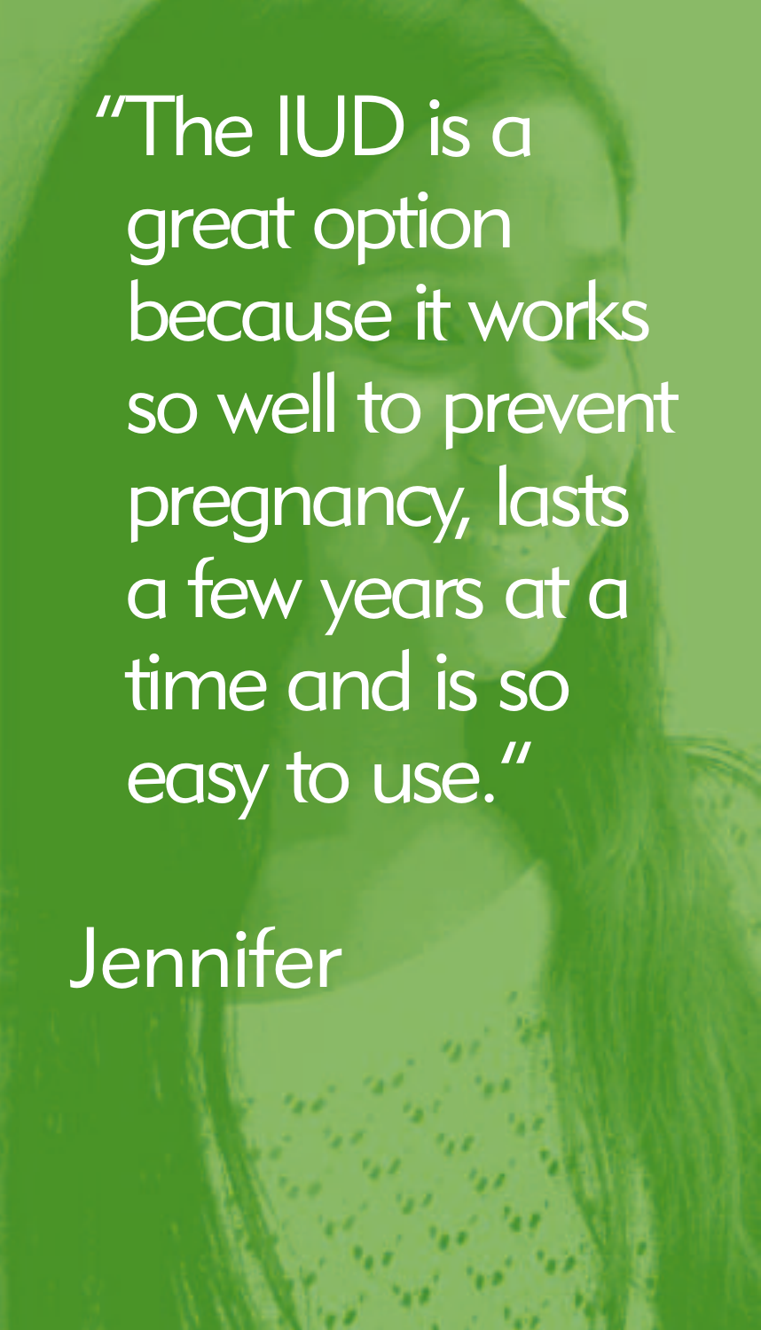"The IUD is a great option because it works so well to prevent pregnancy, lasts a few years at a time and is so easy to use."

Jennifer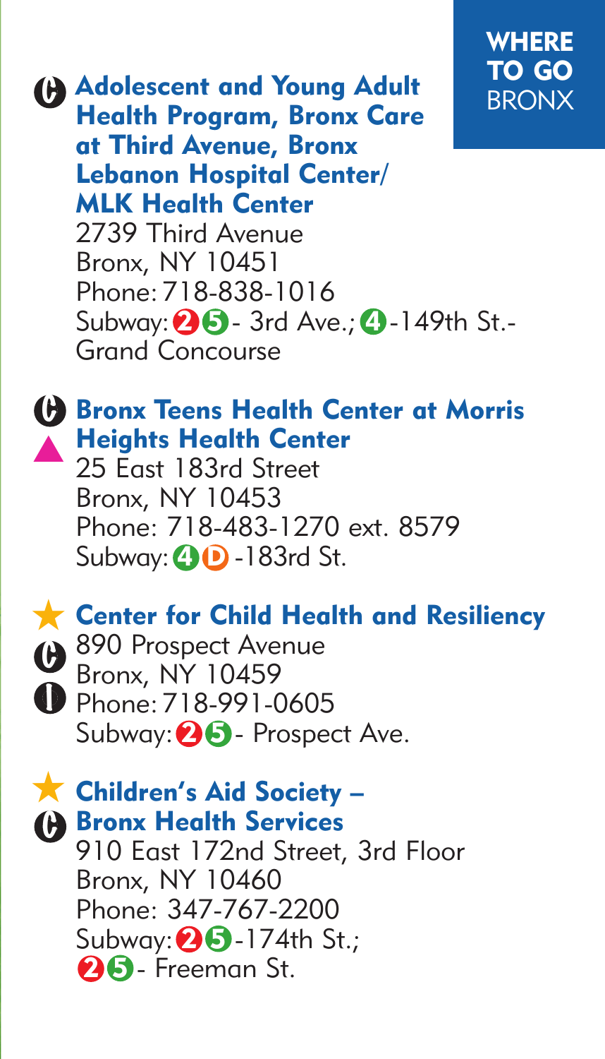## WHERE TO GO BRONX

### Adolescent and Young Adult Health Program, Bronx Care at Third Avenue, Bronx Lebanon Hospital Center/ MLK Health Center

2739 Third Avenue
Bronx, NY 10451
Phone: 718-838-1016
Subway: 2 5 - 3rd Ave.; 4 -149th St.- Grand Concourse

### Bronx Teens Health Center at Morris Heights Health Center

25 East 183rd Street
Bronx, NY 10453
Phone: 718-483-1270 ext. 8579
Subway: 4 D -183rd St.

### Center for Child Health and Resiliency

890 Prospect Avenue
Bronx, NY 10459
Phone: 718-991-0605
Subway: 2 5 - Prospect Ave.

### Children's Aid Society – Bronx Health Services

910 East 172nd Street, 3rd Floor
Bronx, NY 10460
Phone: 347-767-2200
Subway: 2 5 -174th St.;
2 5 - Freeman St.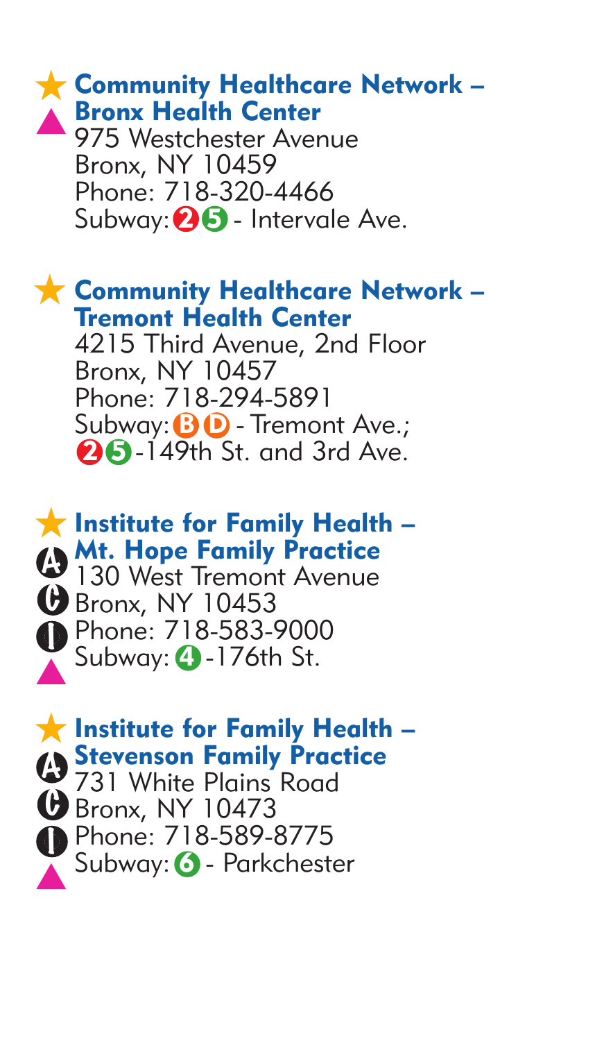**Community Healthcare Network – Bronx Health Center**
975 Westchester Avenue
Bronx, NY 10459
Phone: 718-320-4466
Subway: 2 5 - Intervale Ave.

**Community Healthcare Network – Tremont Health Center**
4215 Third Avenue, 2nd Floor
Bronx, NY 10457
Phone: 718-294-5891
Subway: B D - Tremont Ave.;
2 5 -149th St. and 3rd Ave.

**Institute for Family Health – Mt. Hope Family Practice**
130 West Tremont Avenue
Bronx, NY 10453
Phone: 718-583-9000
Subway: 4 -176th St.

**Institute for Family Health – Stevenson Family Practice**
731 White Plains Road
Bronx, NY 10473
Phone: 718-589-8775
Subway: 6 - Parkchester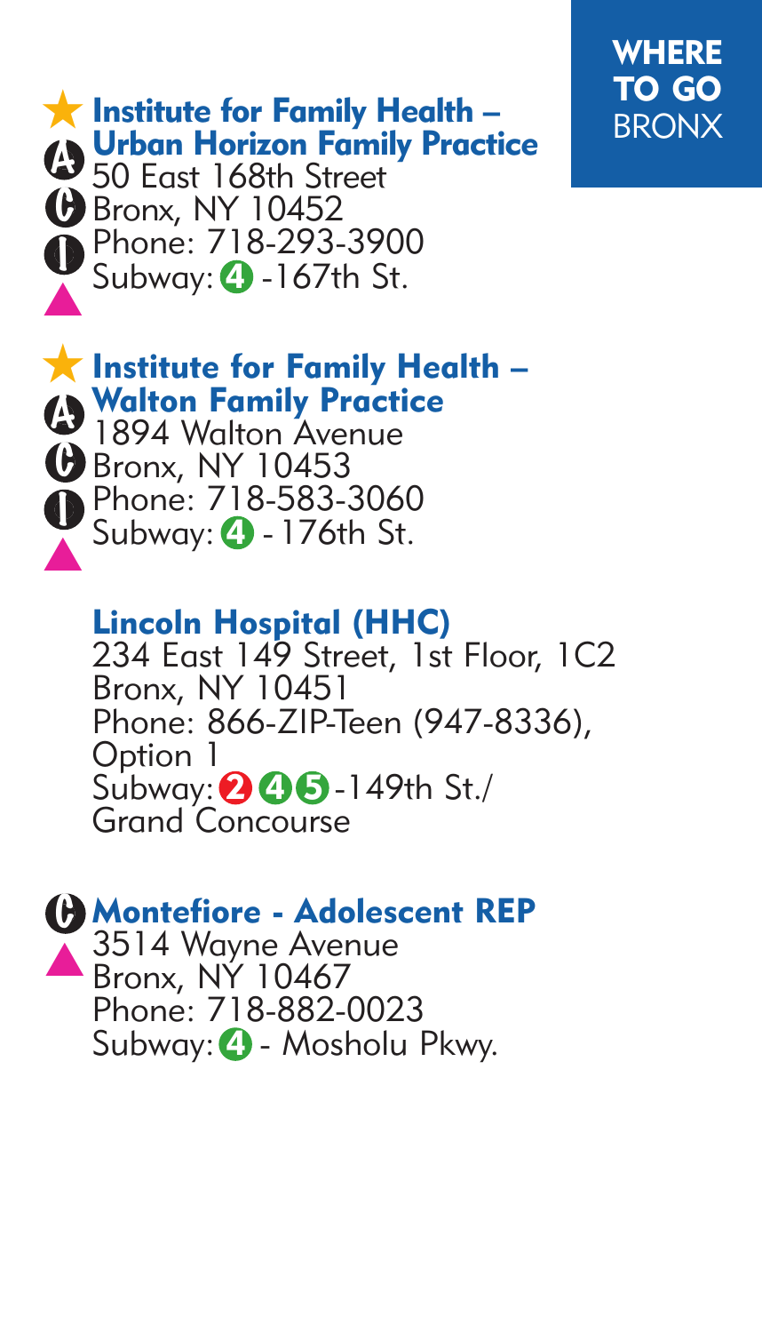**WHERE TO GO** BRONX

★ A C I ▲

**Institute for Family Health – Urban Horizon Family Practice**
50 East 168th Street
Bronx, NY 10452
Phone: 718-293-3900
Subway: 4 -167th St.

★ A C I ▲

**Institute for Family Health – Walton Family Practice**
1894 Walton Avenue
Bronx, NY 10453
Phone: 718-583-3060
Subway: 4 - 176th St.

**Lincoln Hospital (HHC)**
234 East 149 Street, 1st Floor, 1C2
Bronx, NY 10451
Phone: 866-ZIP-Teen (947-8336), Option 1
Subway: 2 4 5 -149th St./ Grand Concourse

C ▲

**Montefiore - Adolescent REP**
3514 Wayne Avenue
Bronx, NY 10467
Phone: 718-882-0023
Subway: 4 - Mosholu Pkwy.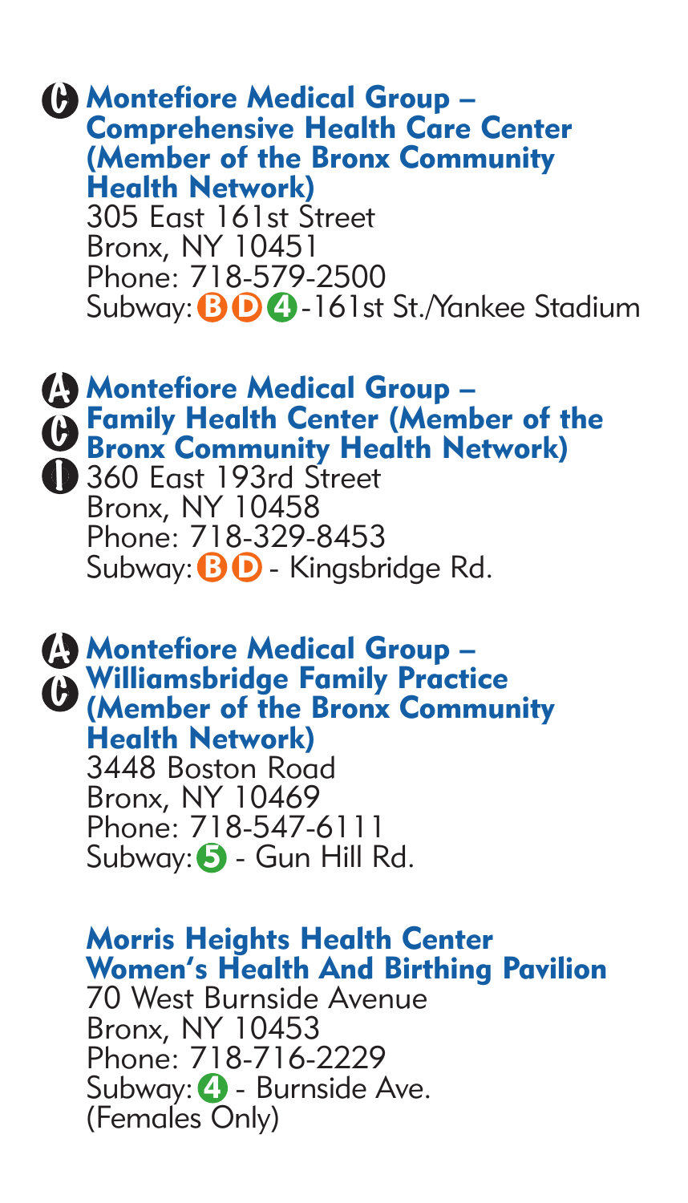**C** **Montefiore Medical Group – Comprehensive Health Care Center (Member of the Bronx Community Health Network)**
305 East 161st Street
Bronx, NY 10451
Phone: 718-579-2500
Subway: B D 4 -161st St./Yankee Stadium

**A** **C** **I** **Montefiore Medical Group – Family Health Center (Member of the Bronx Community Health Network)**
360 East 193rd Street
Bronx, NY 10458
Phone: 718-329-8453
Subway: B D - Kingsbridge Rd.

**A** **C** **Montefiore Medical Group – Williamsbridge Family Practice (Member of the Bronx Community Health Network)**
3448 Boston Road
Bronx, NY 10469
Phone: 718-547-6111
Subway: 5 - Gun Hill Rd.

**Morris Heights Health Center Women's Health And Birthing Pavilion**
70 West Burnside Avenue
Bronx, NY 10453
Phone: 718-716-2229
Subway: 4 - Burnside Ave.
(Females Only)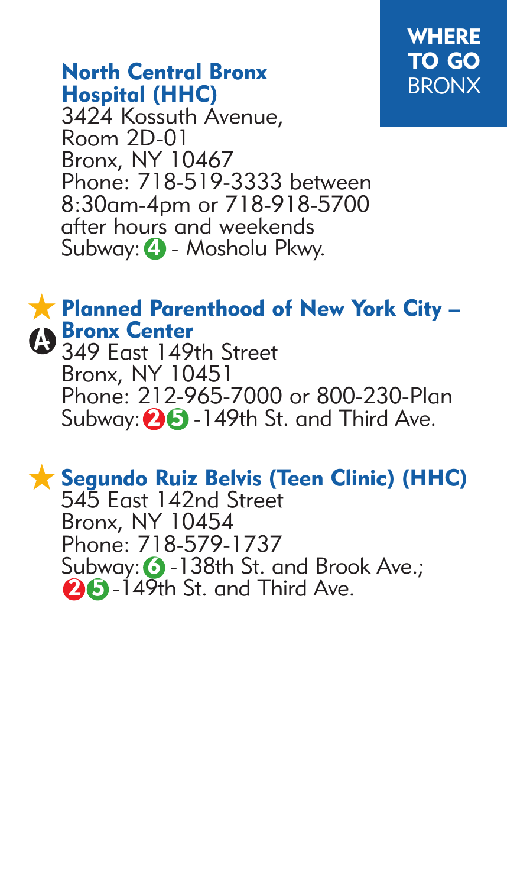**WHERE TO GO** BRONX

**North Central Bronx Hospital (HHC)**
3424 Kossuth Avenue,
Room 2D-01
Bronx, NY 10467
Phone: 718-519-3333 between 8:30am-4pm or 718-918-5700 after hours and weekends
Subway: 4 - Mosholu Pkwy.

★ A **Planned Parenthood of New York City – Bronx Center**
349 East 149th Street
Bronx, NY 10451
Phone: 212-965-7000 or 800-230-Plan
Subway: 2 5 -149th St. and Third Ave.

★ **Segundo Ruiz Belvis (Teen Clinic) (HHC)**
545 East 142nd Street
Bronx, NY 10454
Phone: 718-579-1737
Subway: 6 -138th St. and Brook Ave.;
2 5 -149th St. and Third Ave.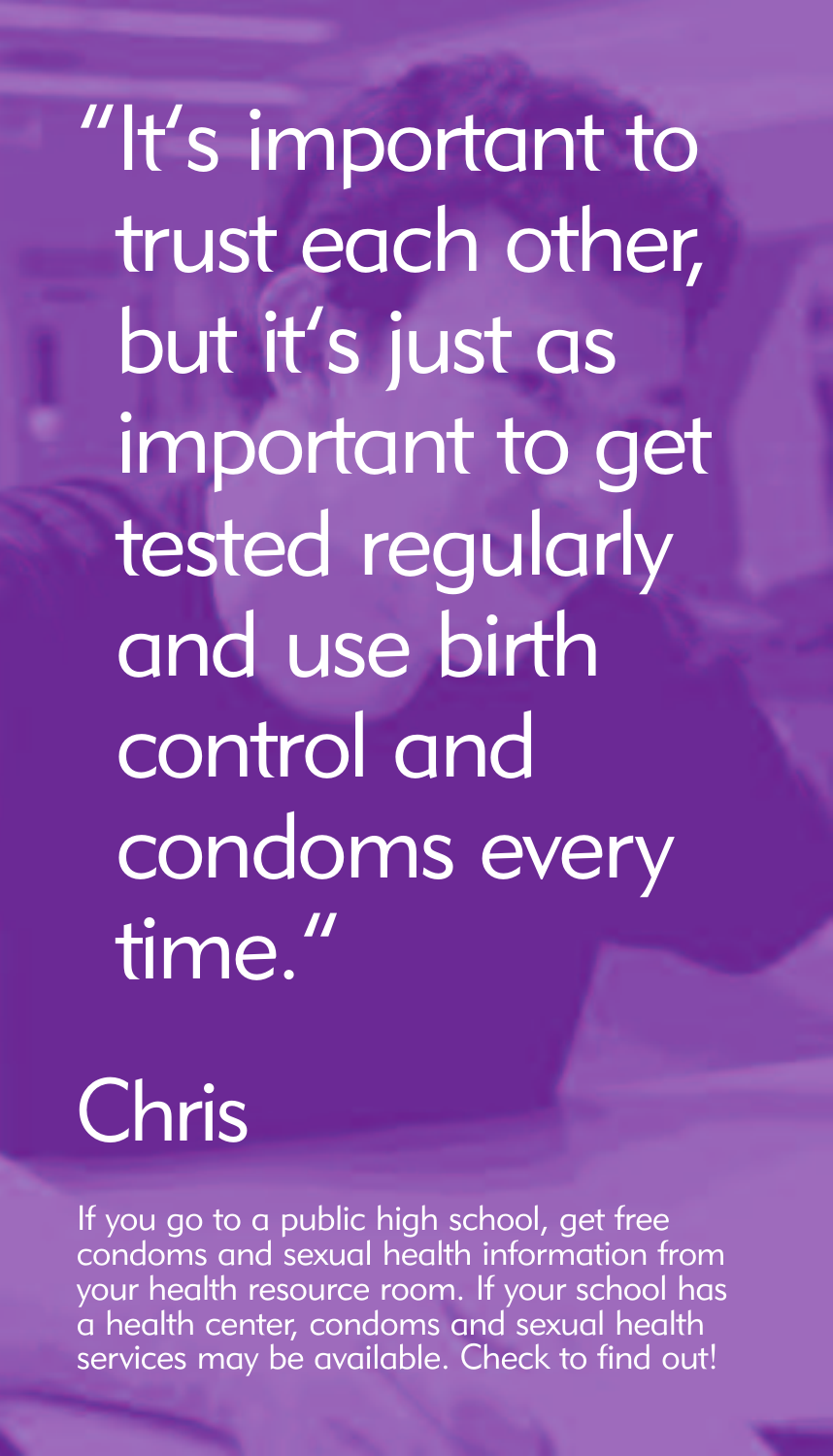"It's important to trust each other, but it's just as important to get tested regularly and use birth control and condoms every time."

Chris

If you go to a public high school, get free condoms and sexual health information from your health resource room. If your school has a health center, condoms and sexual health services may be available. Check to find out!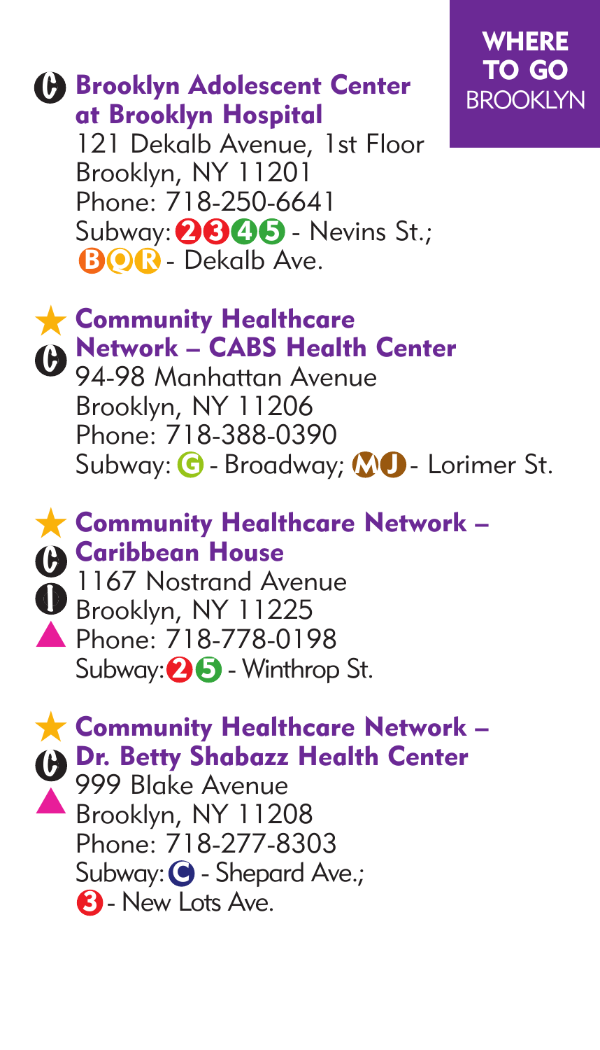**WHERE TO GO**
BROOKLYN

### Brooklyn Adolescent Center at Brooklyn Hospital

121 Dekalb Avenue, 1st Floor
Brooklyn, NY 11201
Phone: 718-250-6641
Subway: 2 3 4 5 - Nevins St.; B Q R - Dekalb Ave.

### ★ Community Healthcare Network – CABS Health Center

94-98 Manhattan Avenue
Brooklyn, NY 11206
Phone: 718-388-0390
Subway: G - Broadway; M J - Lorimer St.

### ★ Community Healthcare Network – Caribbean House

1167 Nostrand Avenue
Brooklyn, NY 11225
Phone: 718-778-0198
Subway: 2 5 - Winthrop St.

### ★ Community Healthcare Network – Dr. Betty Shabazz Health Center

999 Blake Avenue
Brooklyn, NY 11208
Phone: 718-277-8303
Subway: C - Shepard Ave.; 3 - New Lots Ave.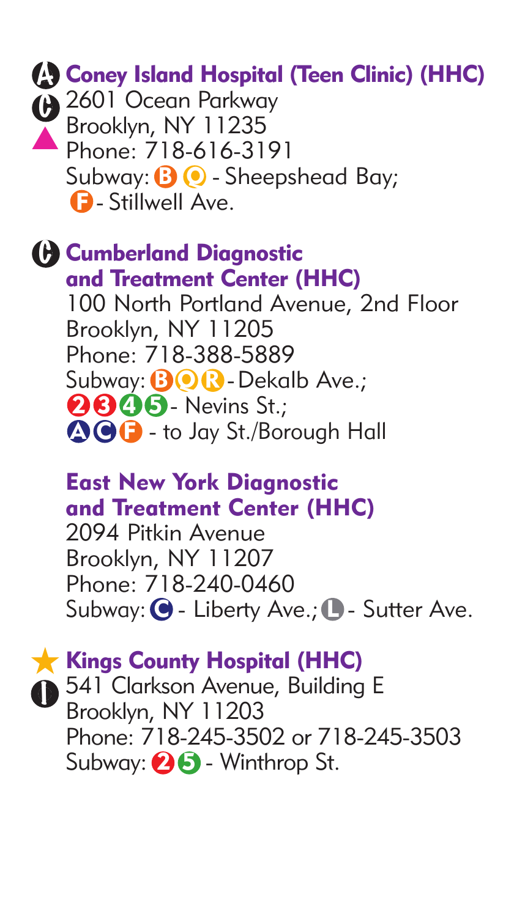**Coney Island Hospital (Teen Clinic) (HHC)**
2601 Ocean Parkway
Brooklyn, NY 11235
Phone: 718-616-3191
Subway: B Q - Sheepshead Bay;
F - Stillwell Ave.

**Cumberland Diagnostic and Treatment Center (HHC)**
100 North Portland Avenue, 2nd Floor
Brooklyn, NY 11205
Phone: 718-388-5889
Subway: B Q R - Dekalb Ave.;
2 3 4 5 - Nevins St.;
A C F - to Jay St./Borough Hall

**East New York Diagnostic and Treatment Center (HHC)**
2094 Pitkin Avenue
Brooklyn, NY 11207
Phone: 718-240-0460
Subway: C - Liberty Ave.; L - Sutter Ave.

**Kings County Hospital (HHC)**
541 Clarkson Avenue, Building E
Brooklyn, NY 11203
Phone: 718-245-3502 or 718-245-3503
Subway: 2 5 - Winthrop St.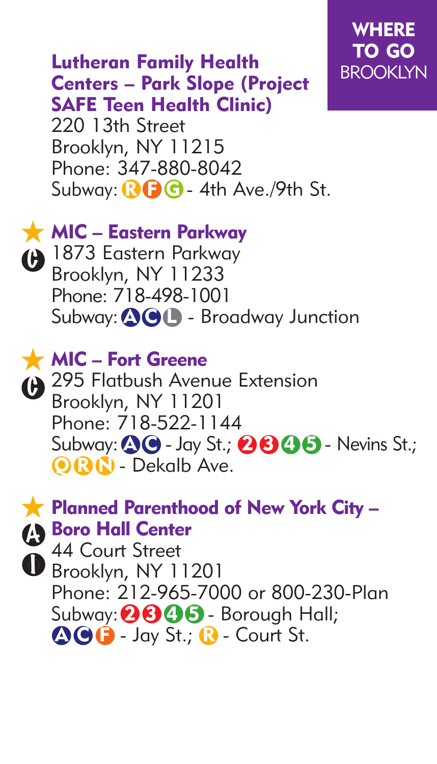**WHERE TO GO**
BROOKLYN

### Lutheran Family Health Centers – Park Slope (Project SAFE Teen Health Clinic)

220 13th Street
Brooklyn, NY 11215
Phone: 347-880-8042
Subway: R F G - 4th Ave./9th St.

### ★ MIC – Eastern Parkway

1873 Eastern Parkway
Brooklyn, NY 11233
Phone: 718-498-1001
Subway: A C L - Broadway Junction

### ★ MIC – Fort Greene

295 Flatbush Avenue Extension
Brooklyn, NY 11201
Phone: 718-522-1144
Subway: A C - Jay St.; 2 3 4 5 - Nevins St.; Q R N - Dekalb Ave.

### ★ Planned Parenthood of New York City – Boro Hall Center

44 Court Street
Brooklyn, NY 11201
Phone: 212-965-7000 or 800-230-Plan
Subway: 2 3 4 5 - Borough Hall; A C F - Jay St.; R - Court St.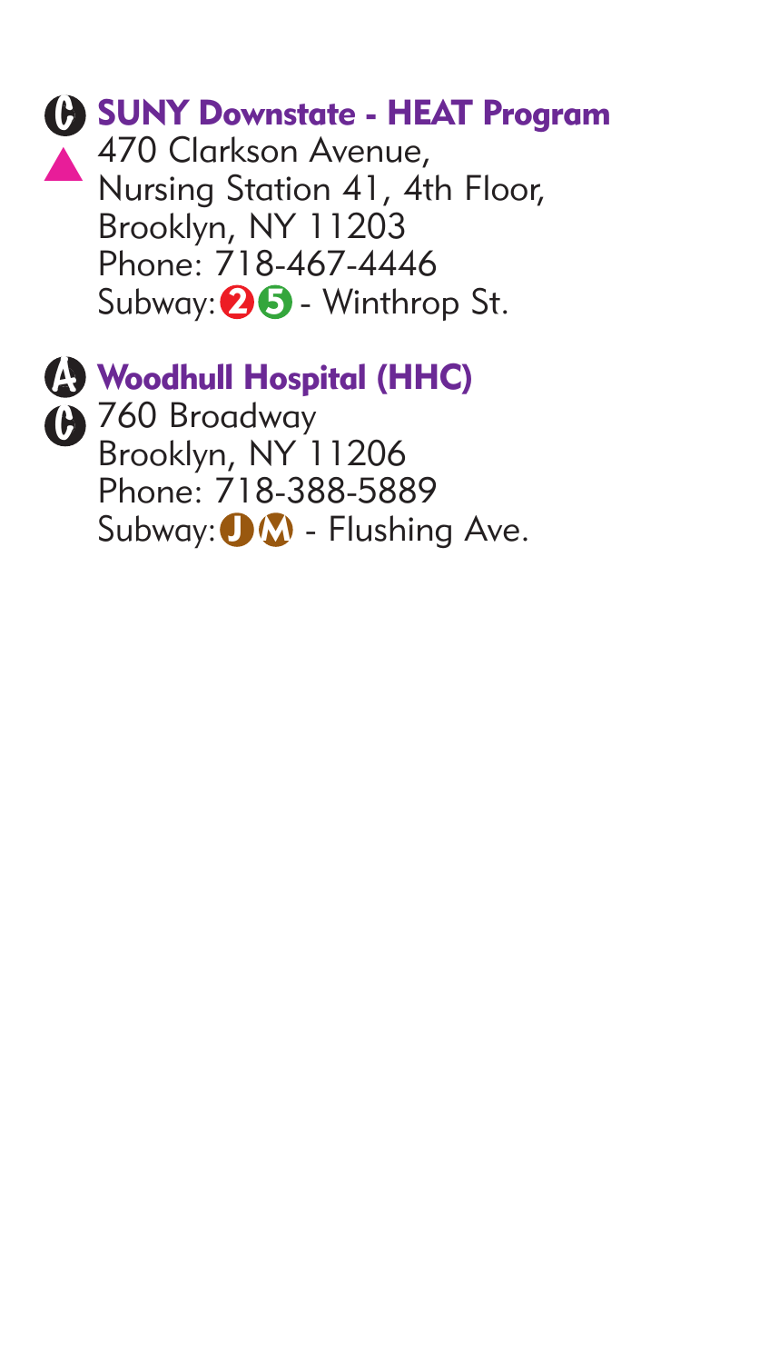### SUNY Downstate - HEAT Program

470 Clarkson Avenue,
Nursing Station 41, 4th Floor,
Brooklyn, NY 11203
Phone: 718-467-4446
Subway: 2 5 - Winthrop St.

### Woodhull Hospital (HHC)

760 Broadway
Brooklyn, NY 11206
Phone: 718-388-5889
Subway: J M - Flushing Ave.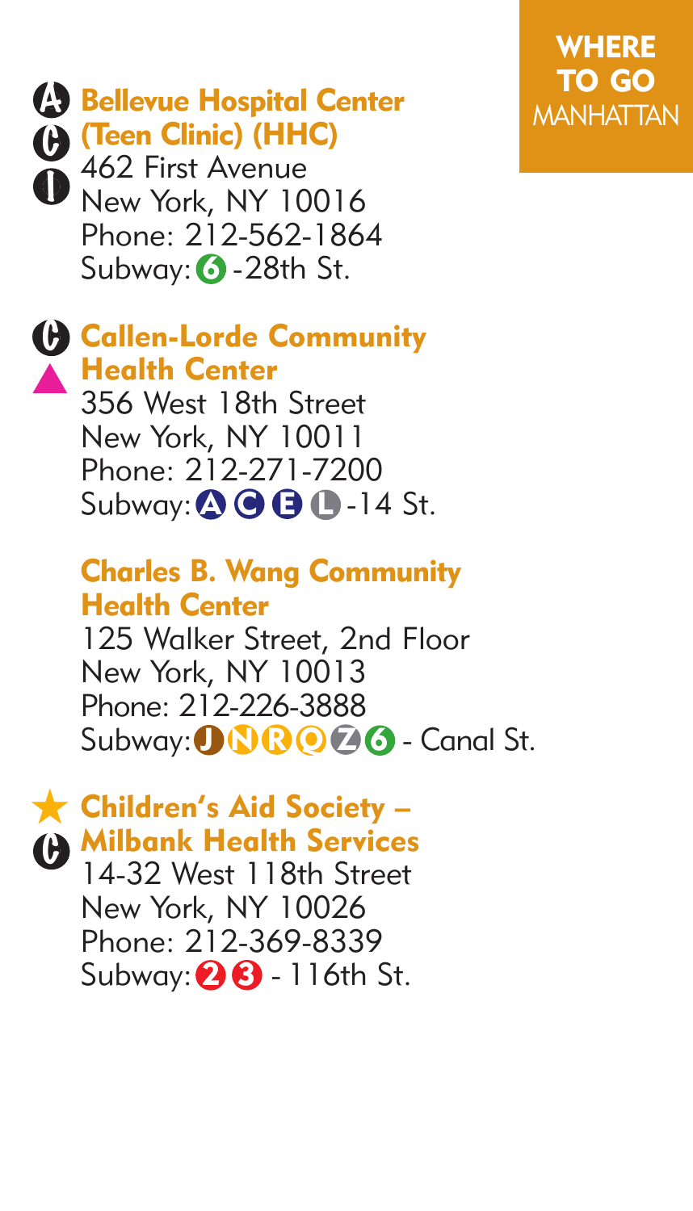**WHERE TO GO**
MANHATTAN

### Bellevue Hospital Center (Teen Clinic) (HHC)

462 First Avenue
New York, NY 10016
Phone: 212-562-1864
Subway: 6 -28th St.

### Callen-Lorde Community Health Center

356 West 18th Street
New York, NY 10011
Phone: 212-271-7200
Subway: A C E L -14 St.

### Charles B. Wang Community Health Center

125 Walker Street, 2nd Floor
New York, NY 10013
Phone: 212-226-3888
Subway: J N R Q Z 6 - Canal St.

### Children's Aid Society – Milbank Health Services

14-32 West 118th Street
New York, NY 10026
Phone: 212-369-8339
Subway: 2 3 - 116th St.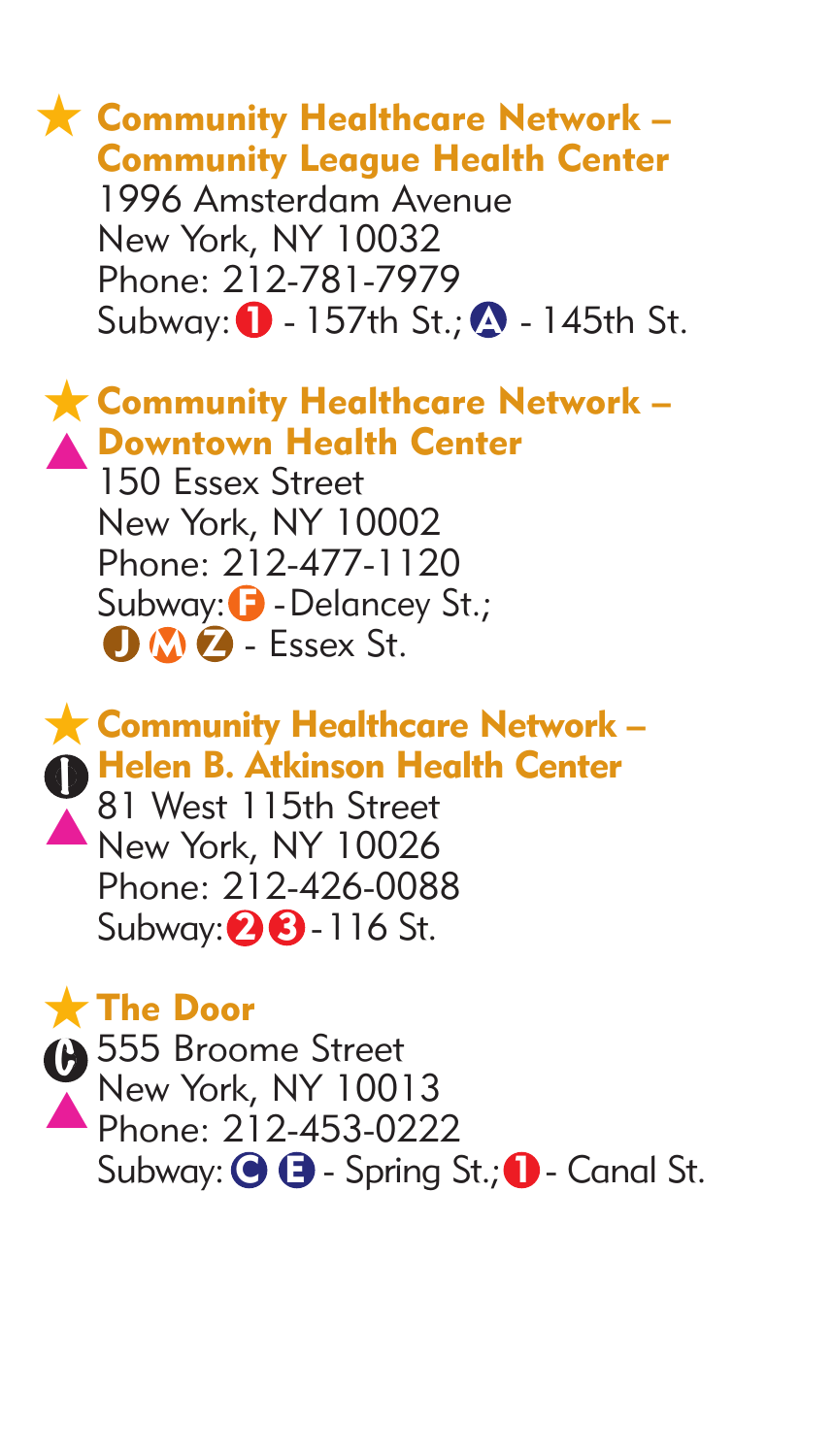**Community Healthcare Network – Community League Health Center**
1996 Amsterdam Avenue
New York, NY 10032
Phone: 212-781-7979
Subway: 1 - 157th St.; A - 145th St.

**Community Healthcare Network – Downtown Health Center**
150 Essex Street
New York, NY 10002
Phone: 212-477-1120
Subway: F - Delancey St.; J M Z - Essex St.

**Community Healthcare Network – Helen B. Atkinson Health Center**
81 West 115th Street
New York, NY 10026
Phone: 212-426-0088
Subway: 2 3 - 116 St.

**The Door**
555 Broome Street
New York, NY 10013
Phone: 212-453-0222
Subway: C E - Spring St.; 1 - Canal St.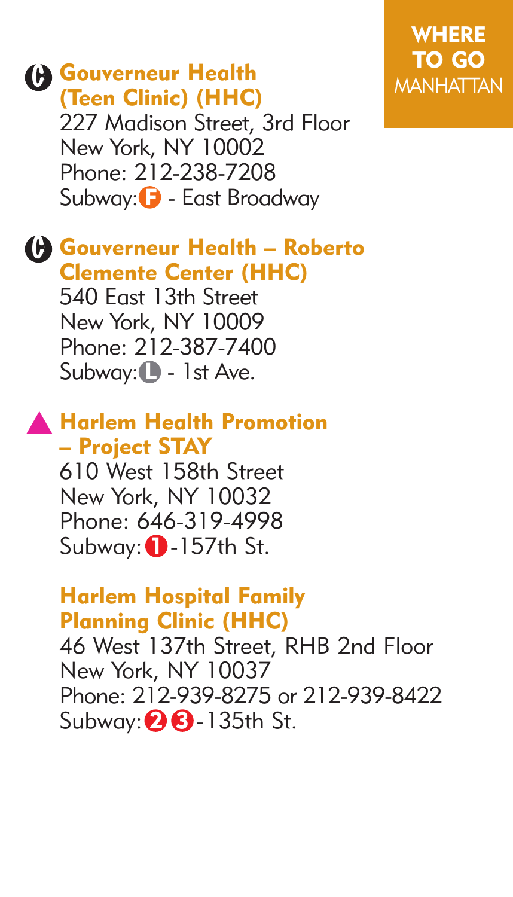**WHERE TO GO** MANHATTAN

### Gouverneur Health (Teen Clinic) (HHC)

227 Madison Street, 3rd Floor
New York, NY 10002
Phone: 212-238-7208
Subway: F - East Broadway

### Gouverneur Health – Roberto Clemente Center (HHC)

540 East 13th Street
New York, NY 10009
Phone: 212-387-7400
Subway: L - 1st Ave.

### Harlem Health Promotion – Project STAY

610 West 158th Street
New York, NY 10032
Phone: 646-319-4998
Subway: 1 -157th St.

### Harlem Hospital Family Planning Clinic (HHC)

46 West 137th Street, RHB 2nd Floor
New York, NY 10037
Phone: 212-939-8275 or 212-939-8422
Subway: 2 3 -135th St.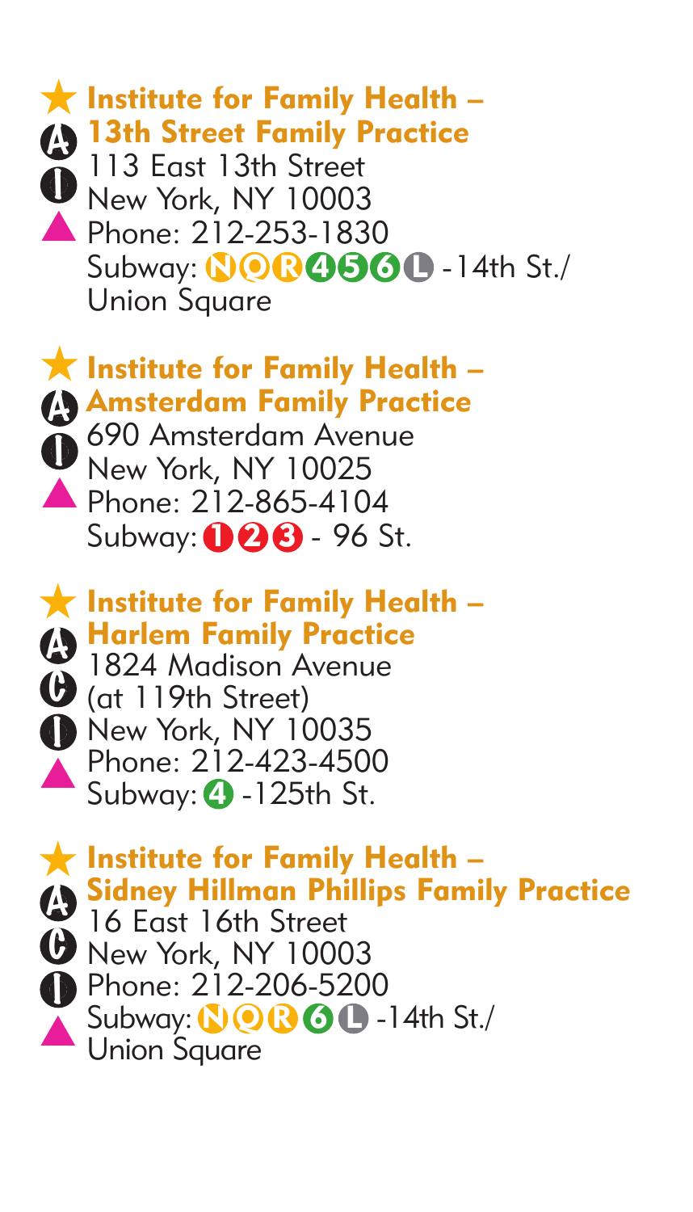★ **Institute for Family Health – 13th Street Family Practice**
A
I
▲
113 East 13th Street
New York, NY 10003
Phone: 212-253-1830
Subway: N Q R 4 5 6 L -14th St./ Union Square

★ **Institute for Family Health – Amsterdam Family Practice**
A
I
▲
690 Amsterdam Avenue
New York, NY 10025
Phone: 212-865-4104
Subway: 1 2 3 - 96 St.

★ **Institute for Family Health – Harlem Family Practice**
A
C
I
▲
1824 Madison Avenue
(at 119th Street)
New York, NY 10035
Phone: 212-423-4500
Subway: 4 -125th St.

★ **Institute for Family Health – Sidney Hillman Phillips Family Practice**
A
C
I
▲
16 East 16th Street
New York, NY 10003
Phone: 212-206-5200
Subway: N Q R 6 L -14th St./ Union Square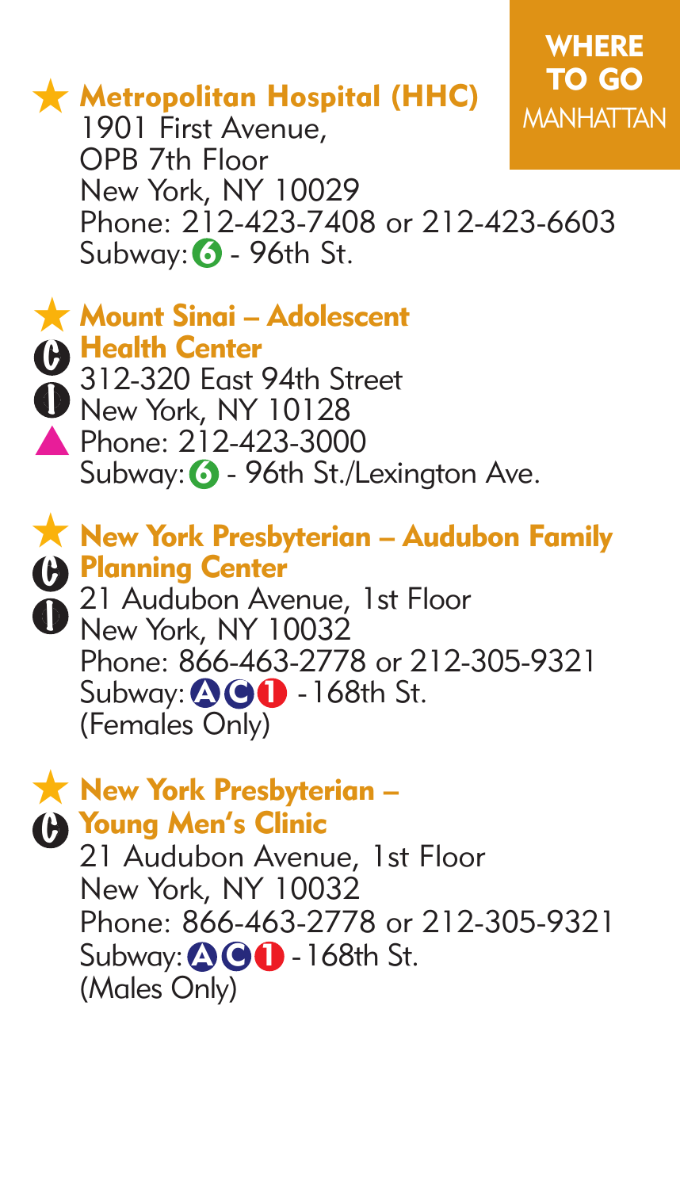## WHERE TO GO
MANHATTAN

### ★ Metropolitan Hospital (HHC)

1901 First Avenue,
OPB 7th Floor
New York, NY 10029
Phone: 212-423-7408 or 212-423-6603
Subway: 6 - 96th St.

### ★ Mount Sinai – Adolescent Health Center

312-320 East 94th Street
New York, NY 10128
Phone: 212-423-3000
Subway: 6 - 96th St./Lexington Ave.

### ★ New York Presbyterian – Audubon Family Planning Center

21 Audubon Avenue, 1st Floor
New York, NY 10032
Phone: 866-463-2778 or 212-305-9321
Subway: A C 1 - 168th St.
(Females Only)

### ★ New York Presbyterian – Young Men's Clinic

21 Audubon Avenue, 1st Floor
New York, NY 10032
Phone: 866-463-2778 or 212-305-9321
Subway: A C 1 - 168th St.
(Males Only)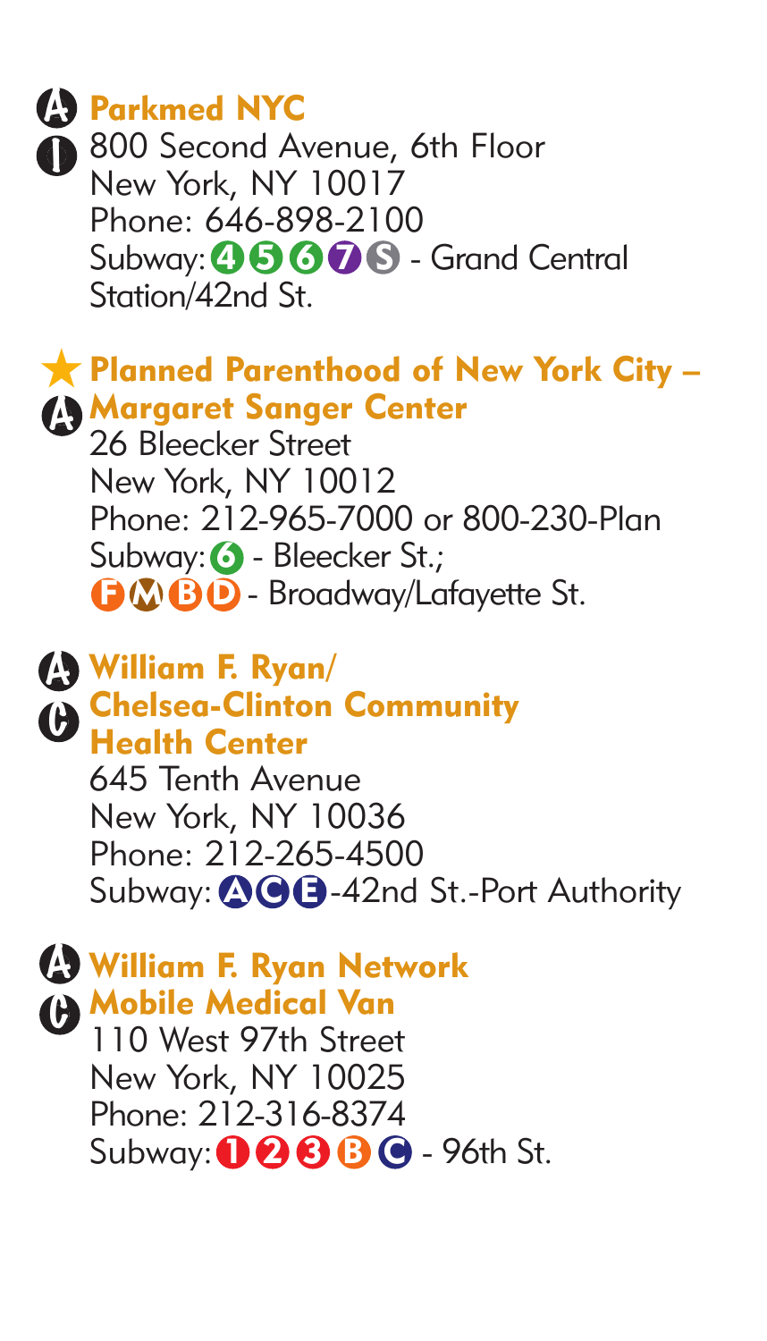### Parkmed NYC

800 Second Avenue, 6th Floor
New York, NY 10017
Phone: 646-898-2100
Subway: 4 5 6 7 S - Grand Central Station/42nd St.

### Planned Parenthood of New York City – Margaret Sanger Center

26 Bleecker Street
New York, NY 10012
Phone: 212-965-7000 or 800-230-Plan
Subway: 6 - Bleecker St.;
F M B D - Broadway/Lafayette St.

### William F. Ryan/ Chelsea-Clinton Community Health Center

645 Tenth Avenue
New York, NY 10036
Phone: 212-265-4500
Subway: A C E -42nd St.-Port Authority

### William F. Ryan Network Mobile Medical Van

110 West 97th Street
New York, NY 10025
Phone: 212-316-8374
Subway: 1 2 3 B C - 96th St.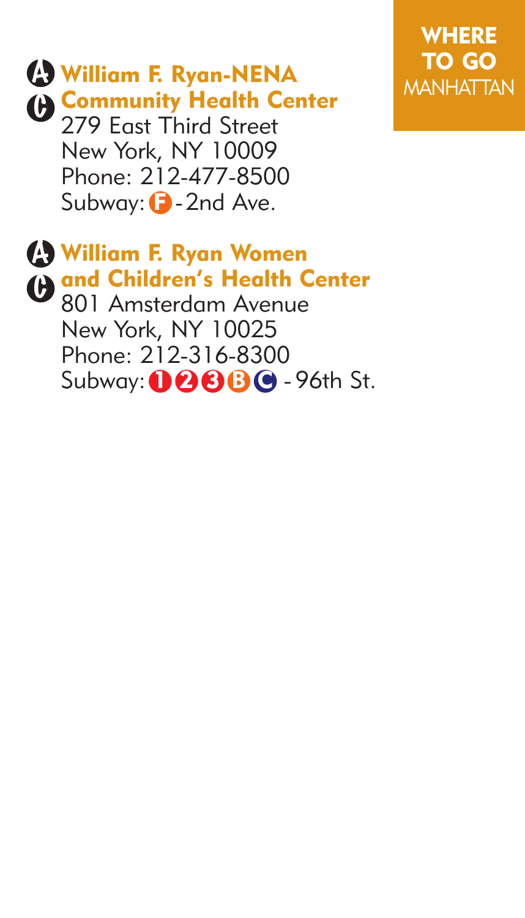**WHERE TO GO**
MANHATTAN

A C **William F. Ryan-NENA Community Health Center**
279 East Third Street
New York, NY 10009
Phone: 212-477-8500
Subway: F - 2nd Ave.

A C **William F. Ryan Women and Children's Health Center**
801 Amsterdam Avenue
New York, NY 10025
Phone: 212-316-8300
Subway: 1 2 3 B C - 96th St.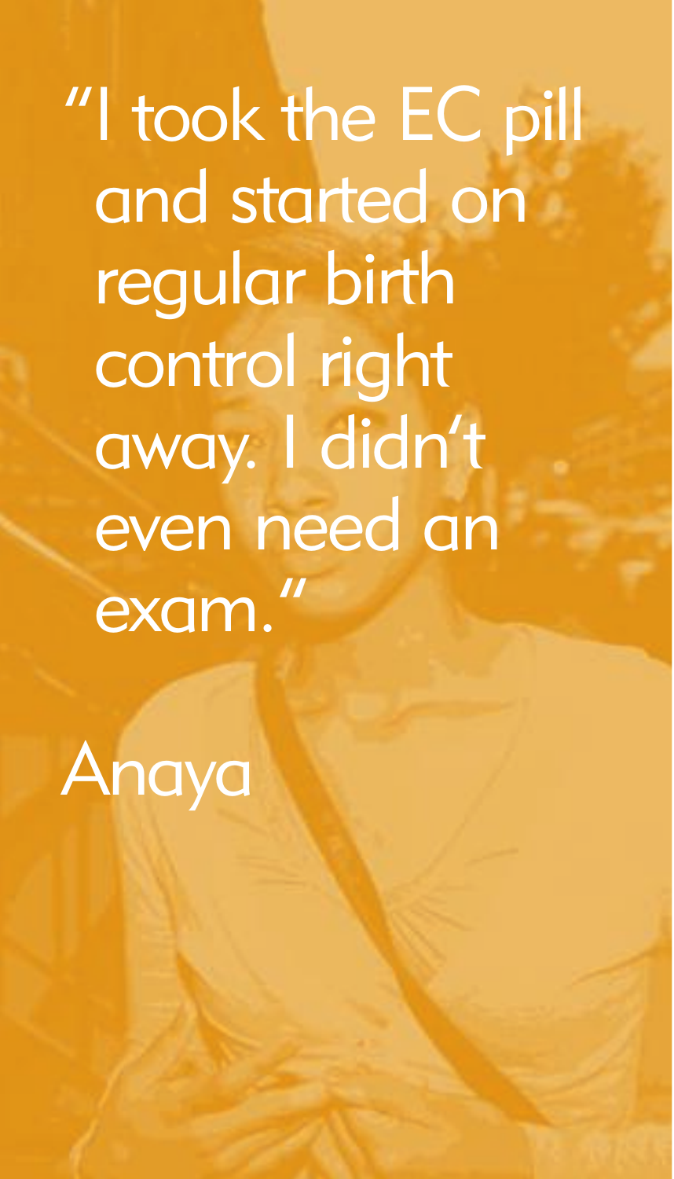"I took the EC pill and started on regular birth control right away. I didn't even need an exam."

Anaya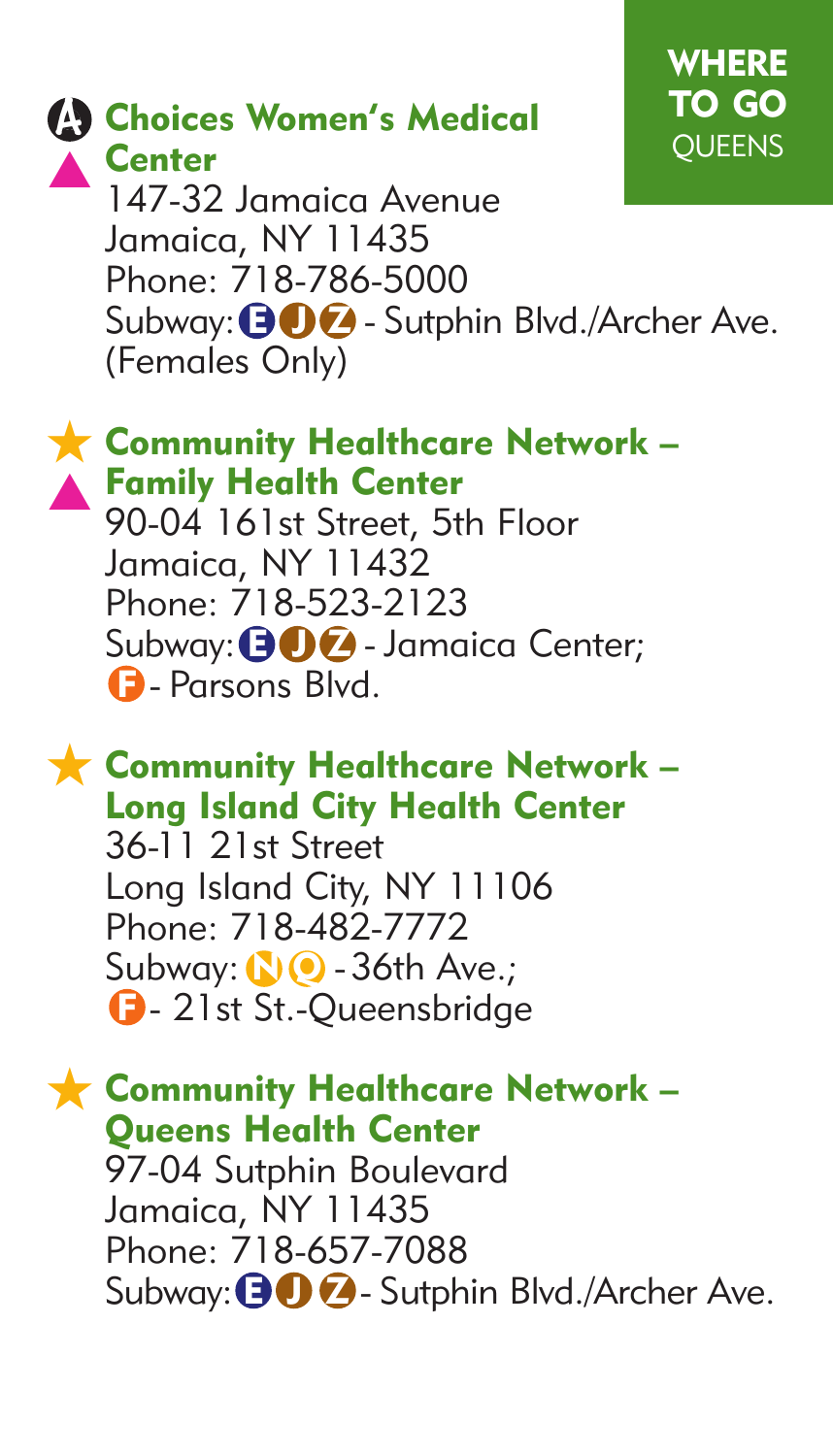**WHERE TO GO**
QUEENS

### Choices Women's Medical Center

147-32 Jamaica Avenue
Jamaica, NY 11435
Phone: 718-786-5000
Subway: E J Z - Sutphin Blvd./Archer Ave.
(Females Only)

### Community Healthcare Network – Family Health Center

90-04 161st Street, 5th Floor
Jamaica, NY 11432
Phone: 718-523-2123
Subway: E J Z - Jamaica Center;
F - Parsons Blvd.

### Community Healthcare Network – Long Island City Health Center

36-11 21st Street
Long Island City, NY 11106
Phone: 718-482-7772
Subway: N Q - 36th Ave.;
F - 21st St.-Queensbridge

### Community Healthcare Network – Queens Health Center

97-04 Sutphin Boulevard
Jamaica, NY 11435
Phone: 718-657-7088
Subway: E J Z - Sutphin Blvd./Archer Ave.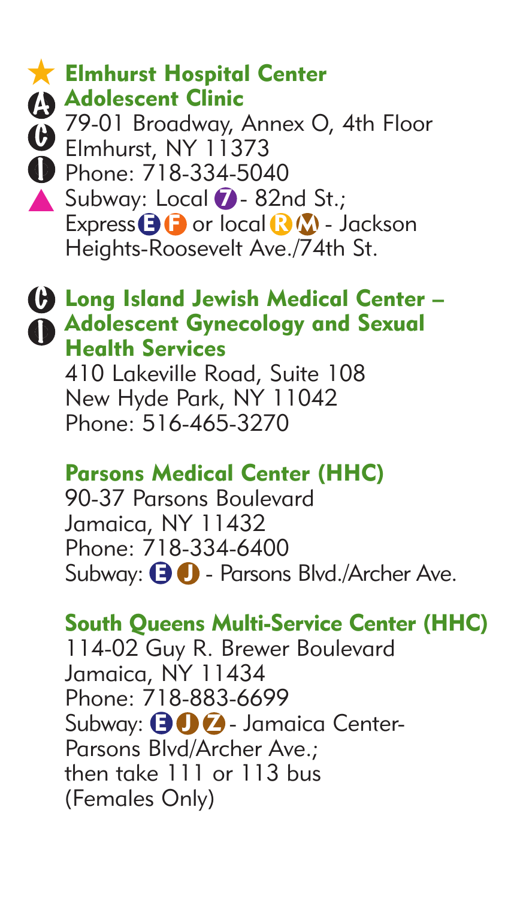★ A C I ▲ **Elmhurst Hospital Center Adolescent Clinic**
79-01 Broadway, Annex O, 4th Floor
Elmhurst, NY 11373
Phone: 718-334-5040
Subway: Local 7 - 82nd St.;
Express E F or local R M - Jackson Heights-Roosevelt Ave./74th St.

C I **Long Island Jewish Medical Center – Adolescent Gynecology and Sexual Health Services**
410 Lakeville Road, Suite 108
New Hyde Park, NY 11042
Phone: 516-465-3270

**Parsons Medical Center (HHC)**
90-37 Parsons Boulevard
Jamaica, NY 11432
Phone: 718-334-6400
Subway: E J - Parsons Blvd./Archer Ave.

**South Queens Multi-Service Center (HHC)**
114-02 Guy R. Brewer Boulevard
Jamaica, NY 11434
Phone: 718-883-6699
Subway: E J Z - Jamaica Center-Parsons Blvd/Archer Ave.;
then take 111 or 113 bus
(Females Only)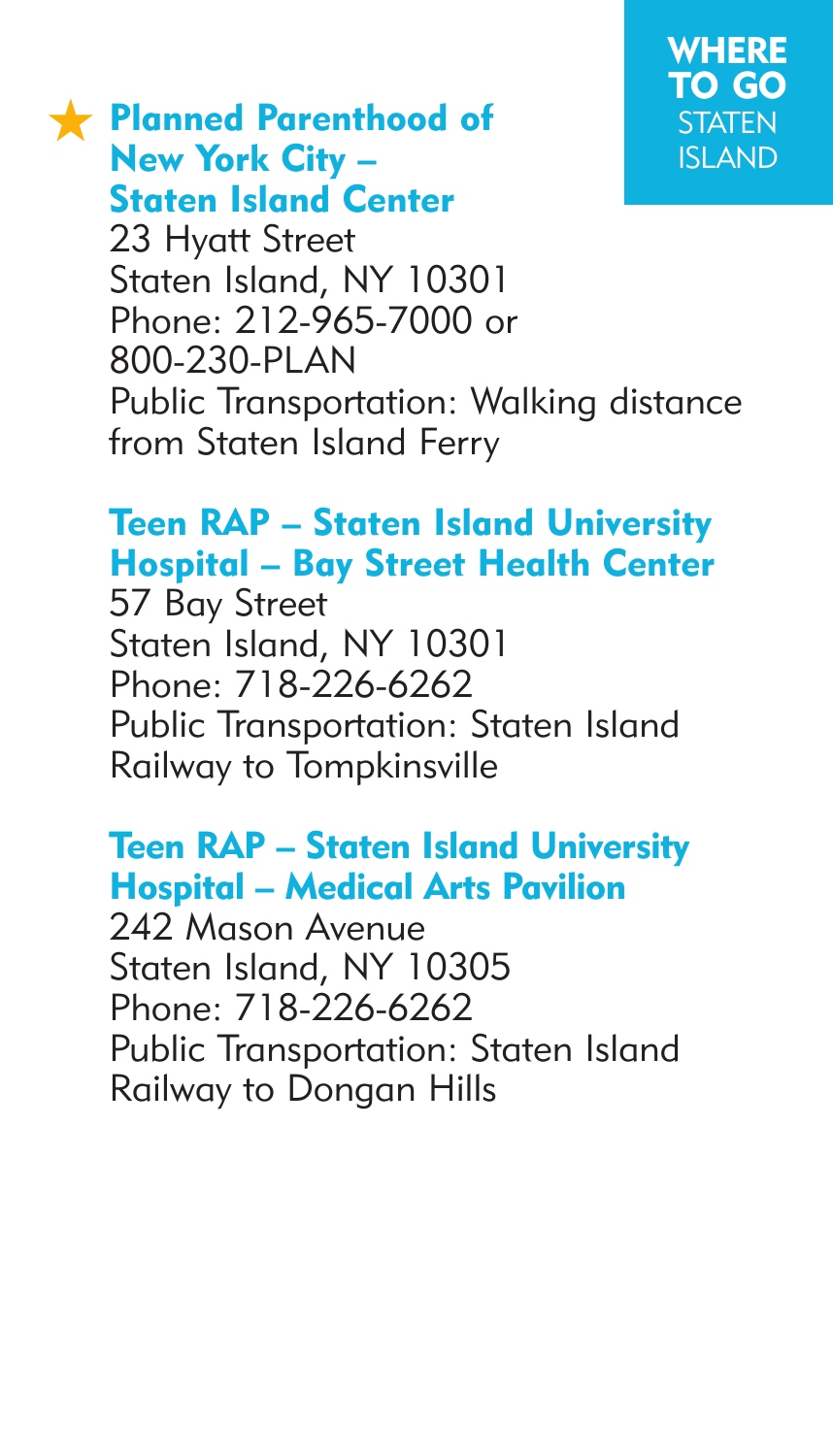# WHERE TO GO STATEN ISLAND

### ★ Planned Parenthood of New York City – Staten Island Center

23 Hyatt Street
Staten Island, NY 10301
Phone: 212-965-7000 or 800-230-PLAN
Public Transportation: Walking distance from Staten Island Ferry

### Teen RAP – Staten Island University Hospital – Bay Street Health Center

57 Bay Street
Staten Island, NY 10301
Phone: 718-226-6262
Public Transportation: Staten Island Railway to Tompkinsville

### Teen RAP – Staten Island University Hospital – Medical Arts Pavilion

242 Mason Avenue
Staten Island, NY 10305
Phone: 718-226-6262
Public Transportation: Staten Island Railway to Dongan Hills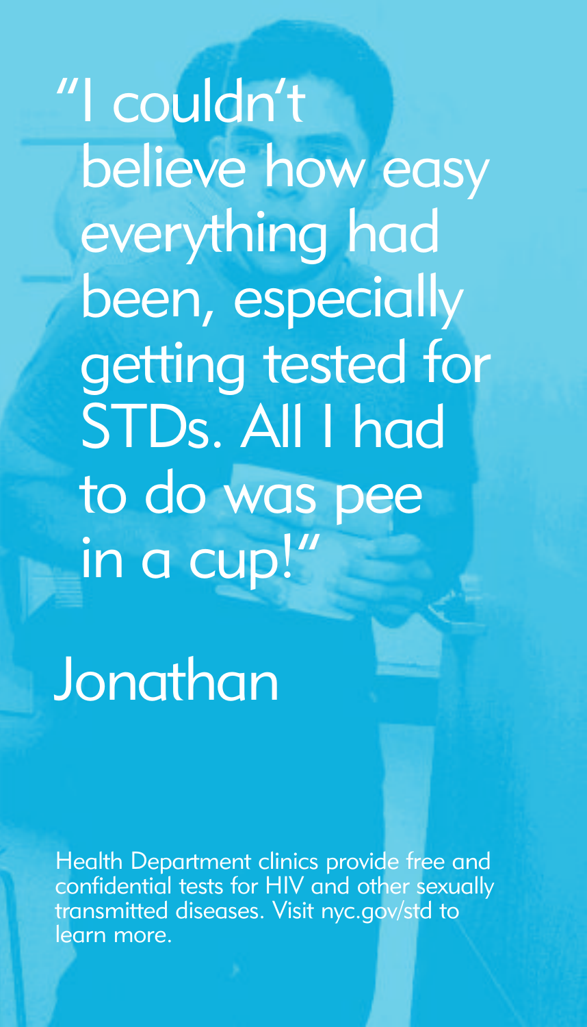"I couldn't believe how easy everything had been, especially getting tested for STDs. All I had to do was pee in a cup!"

# Jonathan

Health Department clinics provide free and confidential tests for HIV and other sexually transmitted diseases. Visit nyc.gov/std to learn more.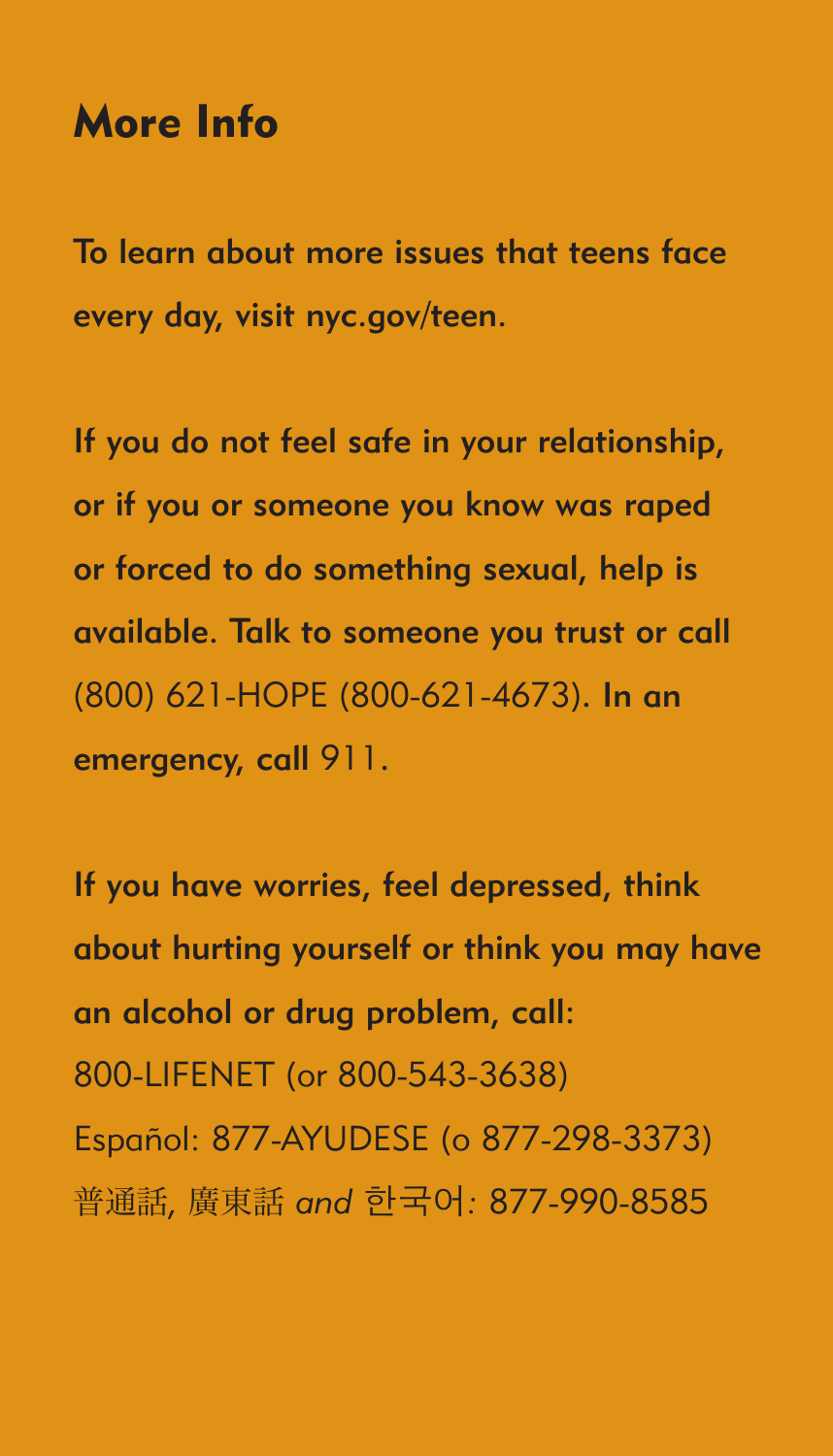# More Info

To learn about more issues that teens face every day, visit nyc.gov/teen.

If you do not feel safe in your relationship, or if you or someone you know was raped or forced to do something sexual, help is available. Talk to someone you trust or call (800) 621-HOPE (800-621-4673). In an emergency, call 911.

If you have worries, feel depressed, think about hurting yourself or think you may have an alcohol or drug problem, call:
800-LIFENET (or 800-543-3638)
Español: 877-AYUDESE (o 877-298-3373)
普通話, 廣東話 *and* 한국어: 877-990-8585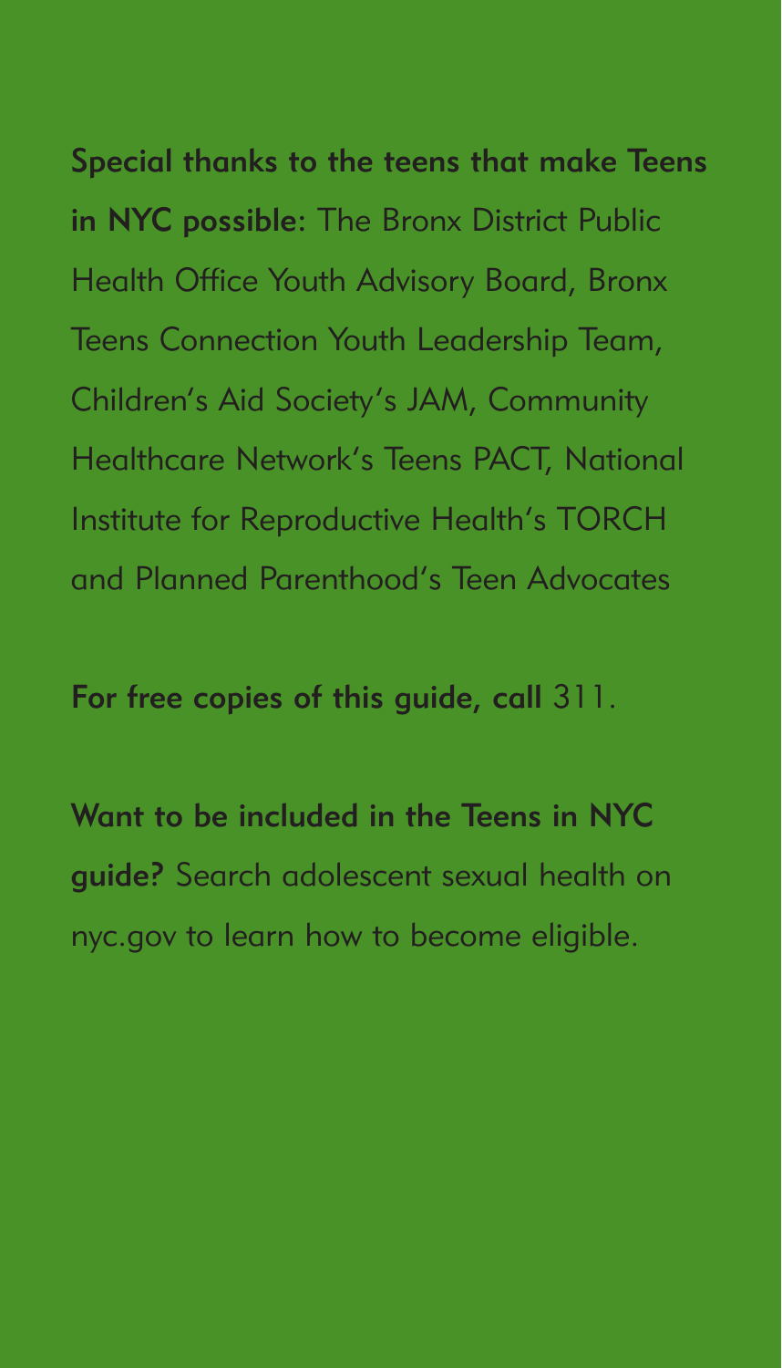**Special thanks to the teens that make Teens in NYC possible:** The Bronx District Public Health Office Youth Advisory Board, Bronx Teens Connection Youth Leadership Team, Children's Aid Society's JAM, Community Healthcare Network's Teens PACT, National Institute for Reproductive Health's TORCH and Planned Parenthood's Teen Advocates

**For free copies of this guide, call** 311.

**Want to be included in the Teens in NYC guide?** Search adolescent sexual health on nyc.gov to learn how to become eligible.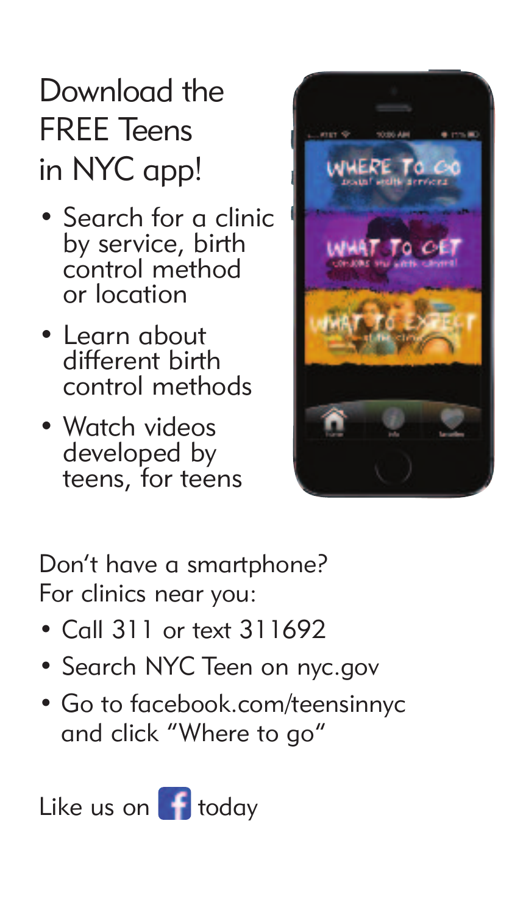# Download the FREE Teens in NYC app!

- Search for a clinic by service, birth control method or location
- Learn about different birth control methods
- Watch videos developed by teens, for teens

Don't have a smartphone? For clinics near you:

- Call 311 or text 311692
- Search NYC Teen on nyc.gov
- Go to facebook.com/teensinnyc and click "Where to go"

Like us on Facebook today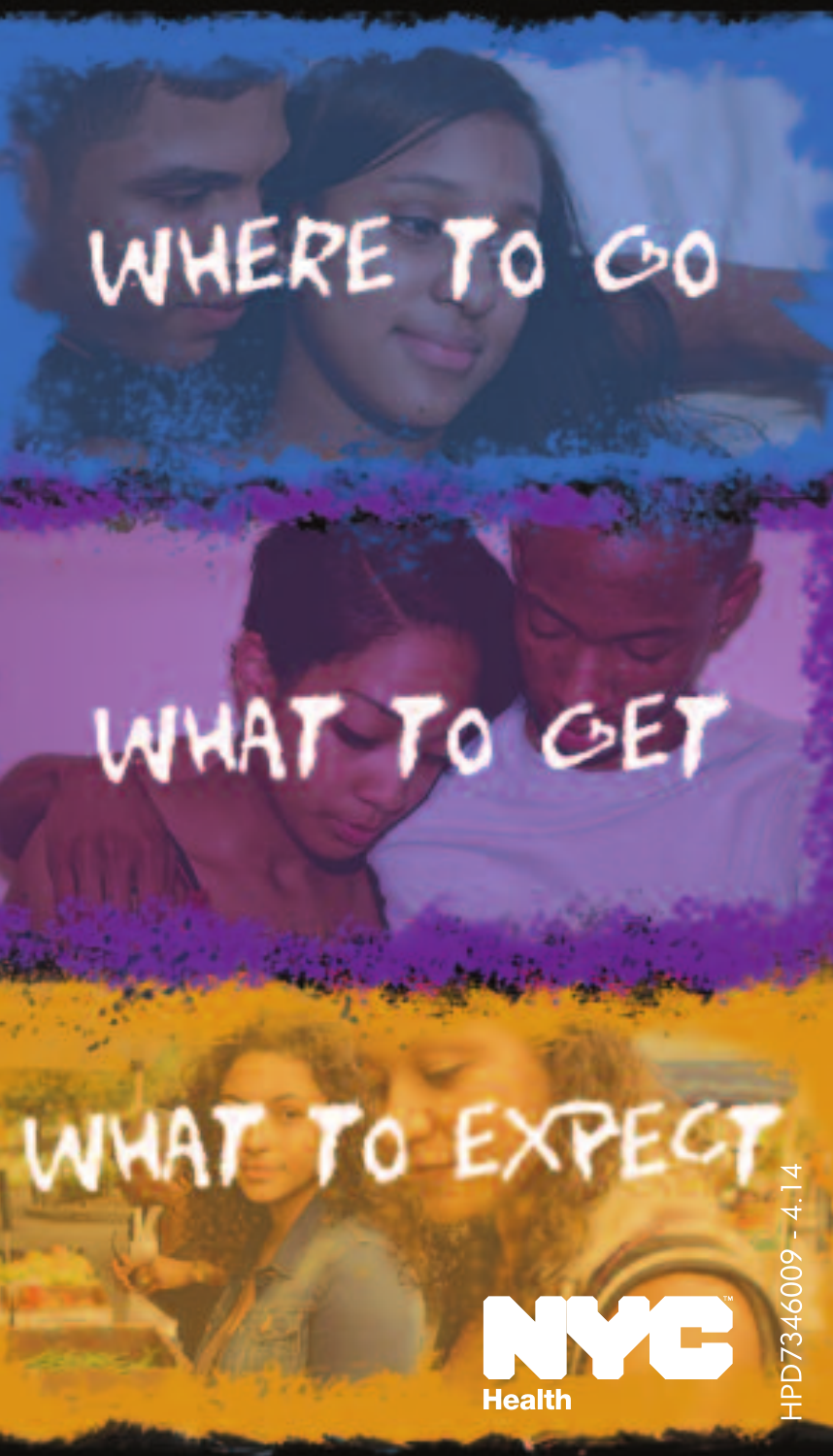# WHERE TO GO

# WHAT TO GET

# WHAT TO EXPECT

NYC Health

HPD7346009 - 4.14